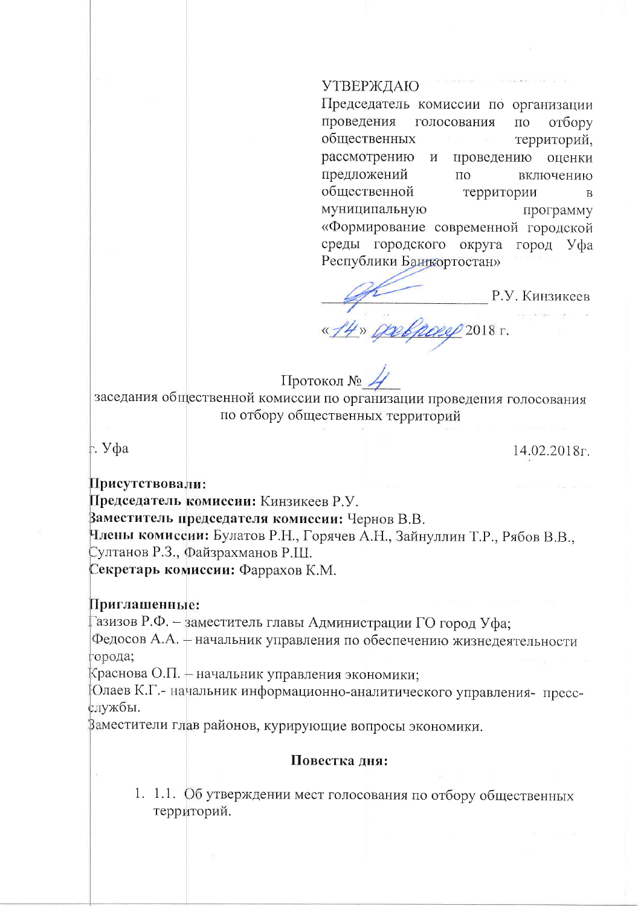УТВЕРЖДАЮ
Председатель комиссии по организации проведения голосования по отбору общественных территорий, рассмотрению и проведению оценки предложений по включению общественной территории в муниципальную программу «Формирование современной городской среды городского округа город Уфа Республики Башкортостан»

_____________________ Р.У. Кинзикеев

«14» февраля 2018 г.

Протокол № 4

заседания общественной комиссии по организации проведения голосования по отбору общественных территорий

г. Уфа 14.02.2018г.

**Присутствовали:**

**Председатель комиссии:** Кинзикеев Р.У.

**Заместитель председателя комиссии:** Чернов В.В.

**Члены комиссии:** Булатов Р.Н., Горячев А.Н., Зайнуллин Т.Р., Рябов В.В., Султанов Р.З., Файзрахманов Р.Ш.

**Секретарь комиссии:** Фаррахов К.М.

**Приглашенные:**

Газизов Р.Ф. – заместитель главы Администрации ГО город Уфа;

Федосов А.А. – начальник управления по обеспечению жизнедеятельности города;

Краснова О.П. – начальник управления экономики;

Юлаев К.Г.- начальник информационно-аналитического управления- пресс-службы.

Заместители глав районов, курирующие вопросы экономики.

**Повестка дня:**

1. 1.1. Об утверждении мест голосования по отбору общественных территорий.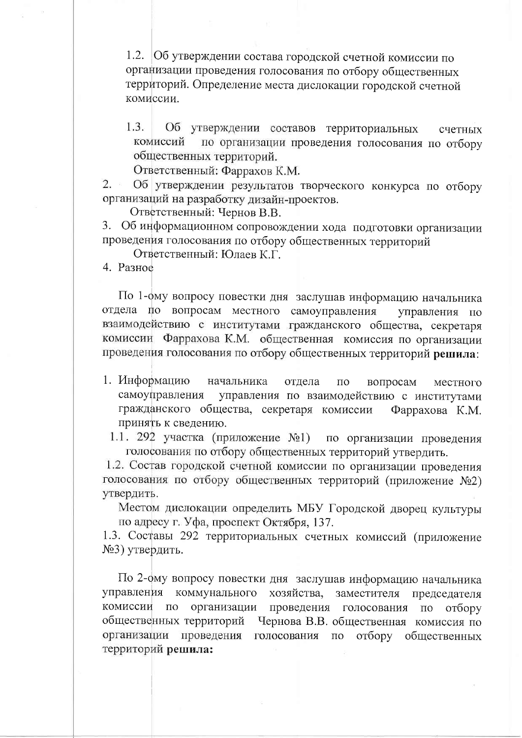1.2. Об утверждении состава городской счетной комиссии по организации проведения голосования по отбору общественных территорий. Определение места дислокации городской счетной комиссии.

1.3. Об утверждении составов территориальных счетных комиссий по организации проведения голосования по отбору общественных территорий.

Ответственный: Фаррахов К.М.

2. Об утверждении результатов творческого конкурса по отбору организаций на разработку дизайн-проектов.

Ответственный: Чернов В.В.

3. Об информационном сопровождении хода подготовки организации проведения голосования по отбору общественных территорий

Ответственный: Юлаев К.Г.

4. Разное

По 1-ому вопросу повестки дня заслушав информацию начальника отдела по вопросам местного самоуправления управления по взаимодействию с институтами гражданского общества, секретаря комиссии Фаррахова К.М. общественная комиссия по организации проведения голосования по отбору общественных территорий **решила**:

1. Информацию начальника отдела по вопросам местного самоуправления управления по взаимодействию с институтами гражданского общества, секретаря комиссии Фаррахова К.М. принять к сведению.

1.1. 292 участка (приложение №1) по организации проведения голосования по отбору общественных территорий утвердить.

1.2. Состав городской счетной комиссии по организации проведения голосования по отбору общественных территорий (приложение №2) утвердить.

Местом дислокации определить МБУ Городской дворец культуры по адресу г. Уфа, проспект Октября, 137.

1.3. Составы 292 территориальных счетных комиссий (приложение №3) утвердить.

По 2-ому вопросу повестки дня заслушав информацию начальника управления коммунального хозяйства, заместителя председателя комиссии по организации проведения голосования по отбору общественных территорий Чернова В.В. общественная комиссия по организации проведения голосования по отбору общественных территорий **решила:**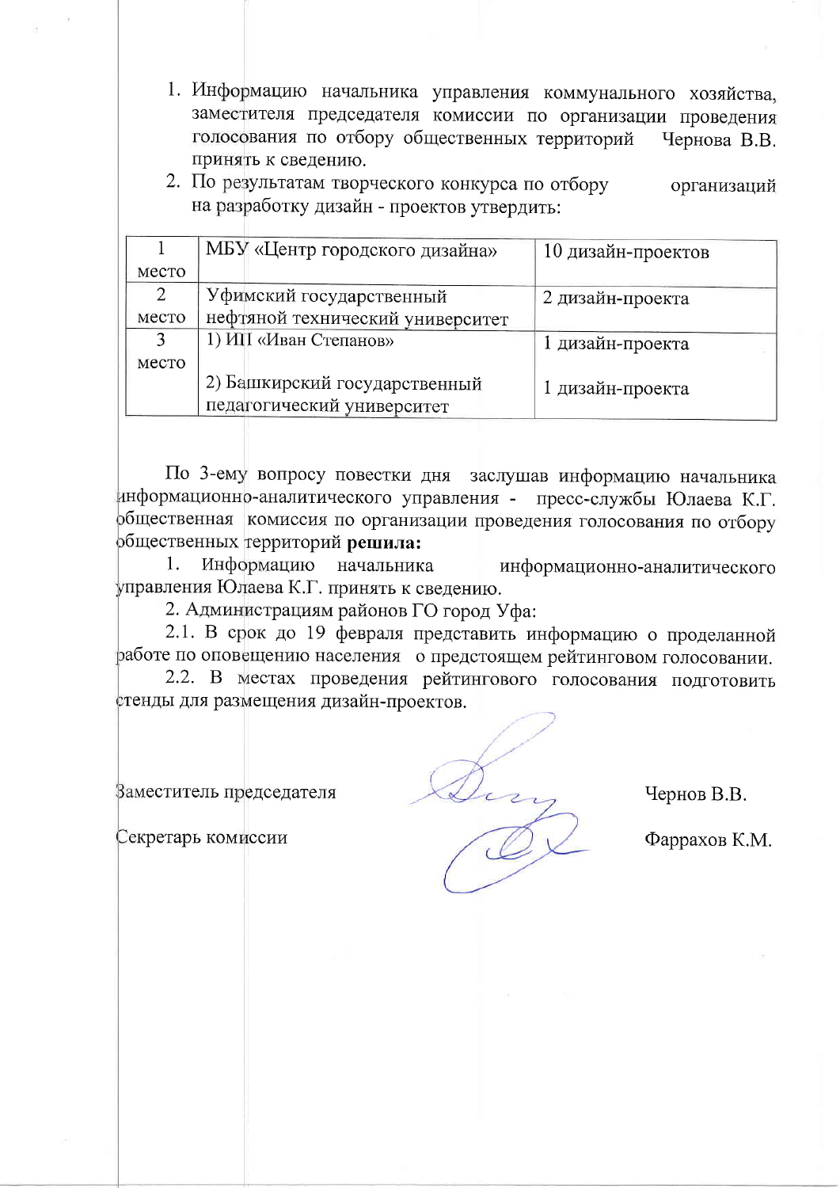1. Информацию начальника управления коммунального хозяйства, заместителя председателя комиссии по организации проведения голосования по отбору общественных территорий Чернова В.В. принять к сведению.
2. По результатам творческого конкурса по отбору организаций на разработку дизайн - проектов утвердить:

| | | |
|---|---|---|
| 1 место | МБУ «Центр городского дизайна» | 10 дизайн-проектов |
| 2 место | Уфимский государственный нефтяной технический университет | 2 дизайн-проекта |
| 3 место | 1) ИП «Иван Степанов» | 1 дизайн-проекта |
| | 2) Башкирский государственный педагогический университет | 1 дизайн-проекта |

По 3-ему вопросу повестки дня заслушав информацию начальника информационно-аналитического управления - пресс-службы Юлаева К.Г. общественная комиссия по организации проведения голосования по отбору общественных территорий **решила:**

1. Информацию начальника информационно-аналитического управления Юлаева К.Г. принять к сведению.

2. Администрациям районов ГО город Уфа:

2.1. В срок до 19 февраля представить информацию о проделанной работе по оповещению населения о предстоящем рейтинговом голосовании.

2.2. В местах проведения рейтингового голосования подготовить стенды для размещения дизайн-проектов.

Заместитель председателя — Чернов В.В.

Секретарь комиссии — Фаррахов К.М.